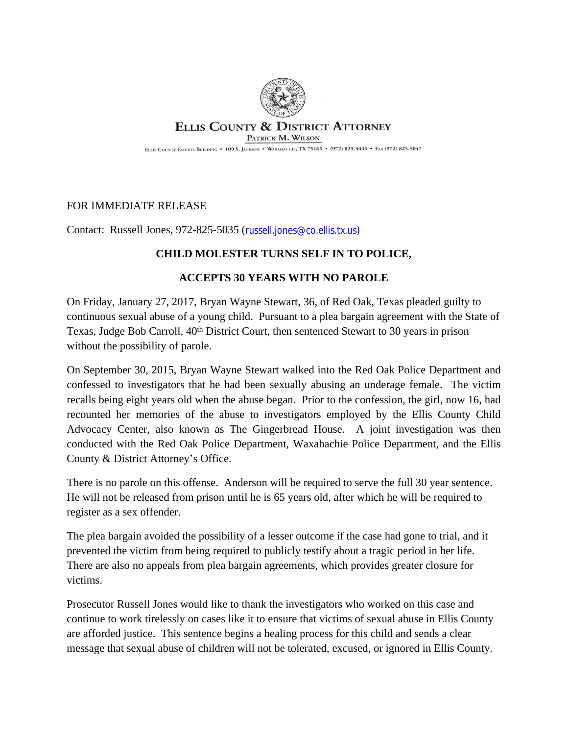**Ellis County & District Attorney**

**Patrick M. Wilson**

Ellis County Courts Building • 109 S. Jackson • Waxahachie, TX 75165 • (972) 825-5035 • Fax (972) 825-5047

FOR IMMEDIATE RELEASE

Contact: Russell Jones, 972-825-5035 (russell.jones@co.ellis.tx.us)

# CHILD MOLESTER TURNS SELF IN TO POLICE,

# ACCEPTS 30 YEARS WITH NO PAROLE

On Friday, January 27, 2017, Bryan Wayne Stewart, 36, of Red Oak, Texas pleaded guilty to continuous sexual abuse of a young child. Pursuant to a plea bargain agreement with the State of Texas, Judge Bob Carroll, 40th District Court, then sentenced Stewart to 30 years in prison without the possibility of parole.

On September 30, 2015, Bryan Wayne Stewart walked into the Red Oak Police Department and confessed to investigators that he had been sexually abusing an underage female. The victim recalls being eight years old when the abuse began. Prior to the confession, the girl, now 16, had recounted her memories of the abuse to investigators employed by the Ellis County Child Advocacy Center, also known as The Gingerbread House. A joint investigation was then conducted with the Red Oak Police Department, Waxahachie Police Department, and the Ellis County & District Attorney's Office.

There is no parole on this offense. Anderson will be required to serve the full 30 year sentence. He will not be released from prison until he is 65 years old, after which he will be required to register as a sex offender.

The plea bargain avoided the possibility of a lesser outcome if the case had gone to trial, and it prevented the victim from being required to publicly testify about a tragic period in her life. There are also no appeals from plea bargain agreements, which provides greater closure for victims.

Prosecutor Russell Jones would like to thank the investigators who worked on this case and continue to work tirelessly on cases like it to ensure that victims of sexual abuse in Ellis County are afforded justice. This sentence begins a healing process for this child and sends a clear message that sexual abuse of children will not be tolerated, excused, or ignored in Ellis County.